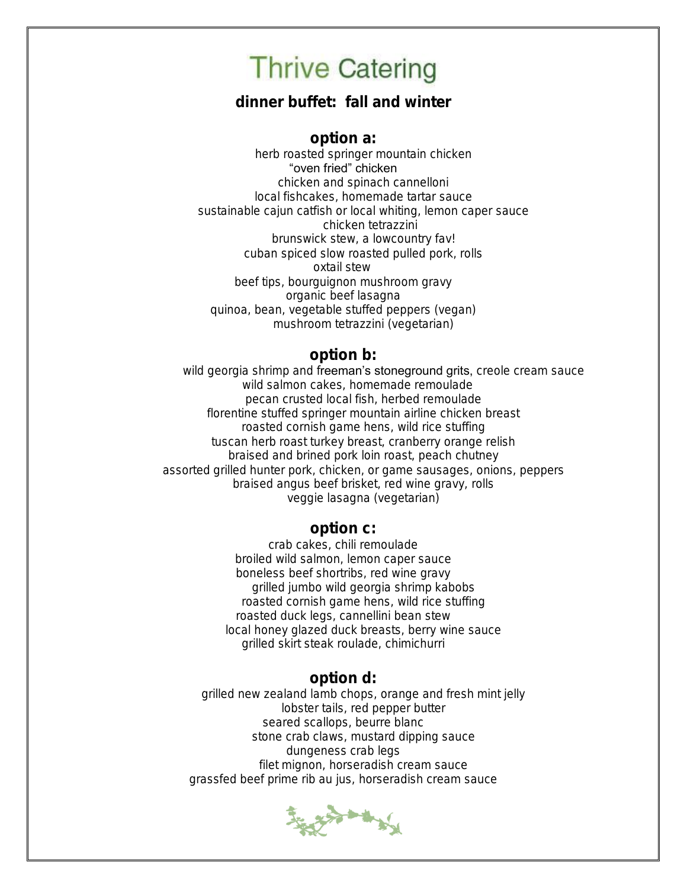# Thrive Catering

## dinner buffet: fall and winter

### option a:

herb roasted springer mountain chicken
"oven fried" chicken
chicken and spinach cannelloni
local fishcakes, homemade tartar sauce
sustainable cajun catfish or local whiting, lemon caper sauce
chicken tetrazzini
brunswick stew, a lowcountry fav!
cuban spiced slow roasted pulled pork, rolls
oxtail stew
beef tips, bourguignon mushroom gravy
organic beef lasagna
quinoa, bean, vegetable stuffed peppers (vegan)
mushroom tetrazzini (vegetarian)

### option b:

wild georgia shrimp and freeman's stoneground grits, creole cream sauce
wild salmon cakes, homemade remoulade
pecan crusted local fish, herbed remoulade
florentine stuffed springer mountain airline chicken breast
roasted cornish game hens, wild rice stuffing
tuscan herb roast turkey breast, cranberry orange relish
braised and brined pork loin roast, peach chutney
assorted grilled hunter pork, chicken, or game sausages, onions, peppers
braised angus beef brisket, red wine gravy, rolls
veggie lasagna (vegetarian)

### option c:

crab cakes, chili remoulade
broiled wild salmon, lemon caper sauce
boneless beef shortribs, red wine gravy
grilled jumbo wild georgia shrimp kabobs
roasted cornish game hens, wild rice stuffing
roasted duck legs, cannellini bean stew
local honey glazed duck breasts, berry wine sauce
grilled skirt steak roulade, chimichurri

### option d:

grilled new zealand lamb chops, orange and fresh mint jelly
lobster tails, red pepper butter
seared scallops, beurre blanc
stone crab claws, mustard dipping sauce
dungeness crab legs
filet mignon, horseradish cream sauce
grassfed beef prime rib au jus, horseradish cream sauce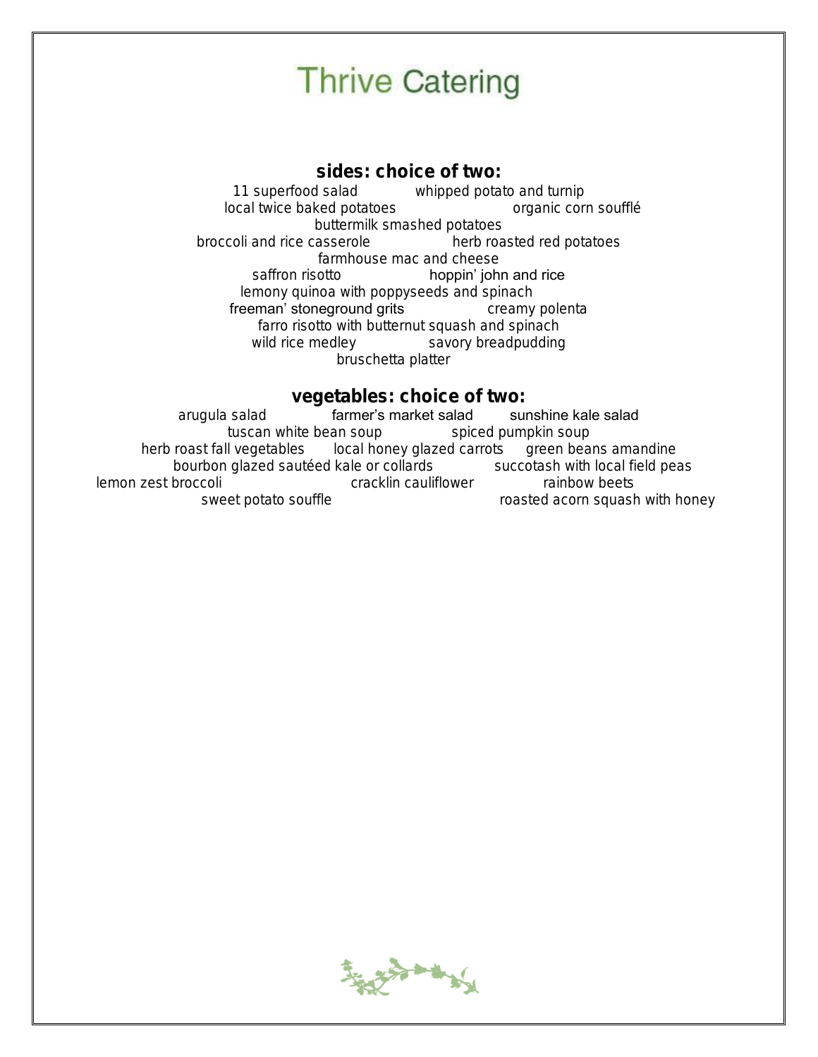# Thrive Catering

## sides: choice of two:

11 superfood salad
whipped potato and turnip
local twice baked potatoes
organic corn soufflé
buttermilk smashed potatoes
broccoli and rice casserole
herb roasted red potatoes
farmhouse mac and cheese
saffron risotto
hoppin' john and rice
lemony quinoa with poppyseeds and spinach
freeman' stoneground grits
creamy polenta
farro risotto with butternut squash and spinach
wild rice medley
savory breadpudding
bruschetta platter

## vegetables: choice of two:

arugula salad
farmer's market salad
sunshine kale salad
tuscan white bean soup
spiced pumpkin soup
herb roast fall vegetables
local honey glazed carrots
green beans amandine
bourbon glazed sautéed kale or collards
succotash with local field peas
lemon zest broccoli
cracklin cauliflower
rainbow beets
sweet potato souffle
roasted acorn squash with honey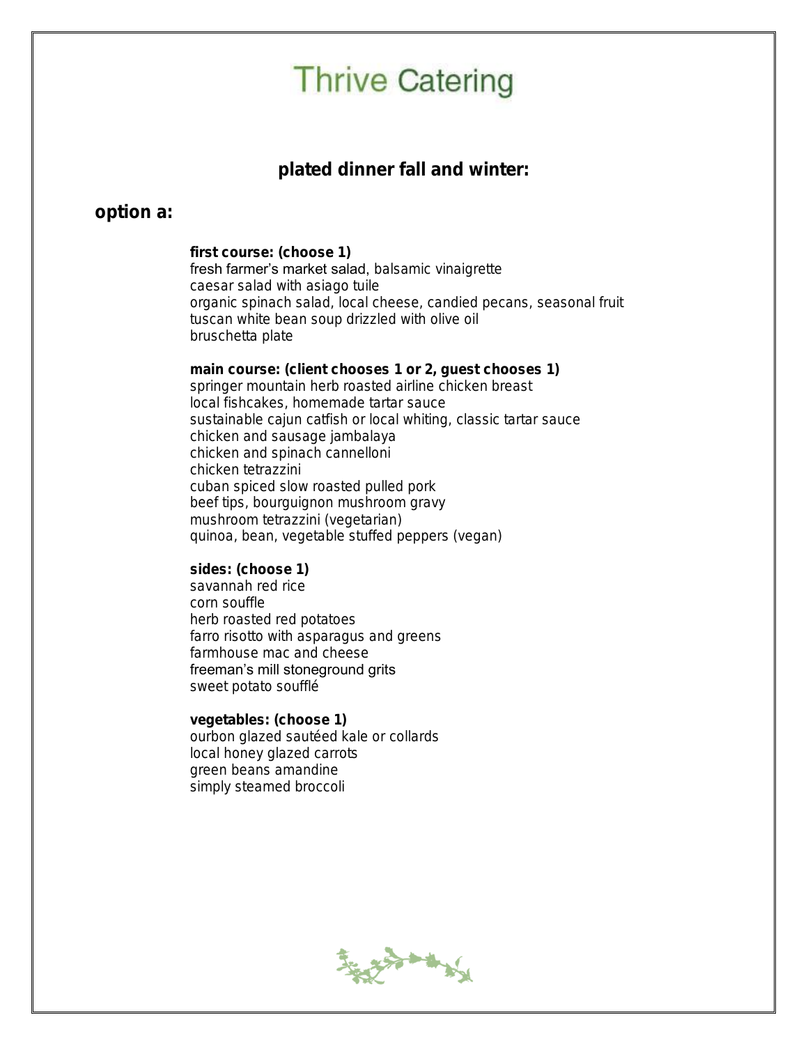# Thrive Catering

## plated dinner fall and winter:

### option a:

**first course: (choose 1)**
fresh farmer's market salad, balsamic vinaigrette
caesar salad with asiago tuile
organic spinach salad, local cheese, candied pecans, seasonal fruit
tuscan white bean soup drizzled with olive oil
bruschetta plate

**main course: (client chooses 1 or 2, guest chooses 1)**
springer mountain herb roasted airline chicken breast
local fishcakes, homemade tartar sauce
sustainable cajun catfish or local whiting, classic tartar sauce
chicken and sausage jambalaya
chicken and spinach cannelloni
chicken tetrazzini
cuban spiced slow roasted pulled pork
beef tips, bourguignon mushroom gravy
mushroom tetrazzini (vegetarian)
quinoa, bean, vegetable stuffed peppers (vegan)

**sides: (choose 1)**
savannah red rice
corn souffle
herb roasted red potatoes
farro risotto with asparagus and greens
farmhouse mac and cheese
freeman's mill stoneground grits
sweet potato soufflé

**vegetables: (choose 1)**
ourbon glazed sautéed kale or collards
local honey glazed carrots
green beans amandine
simply steamed broccoli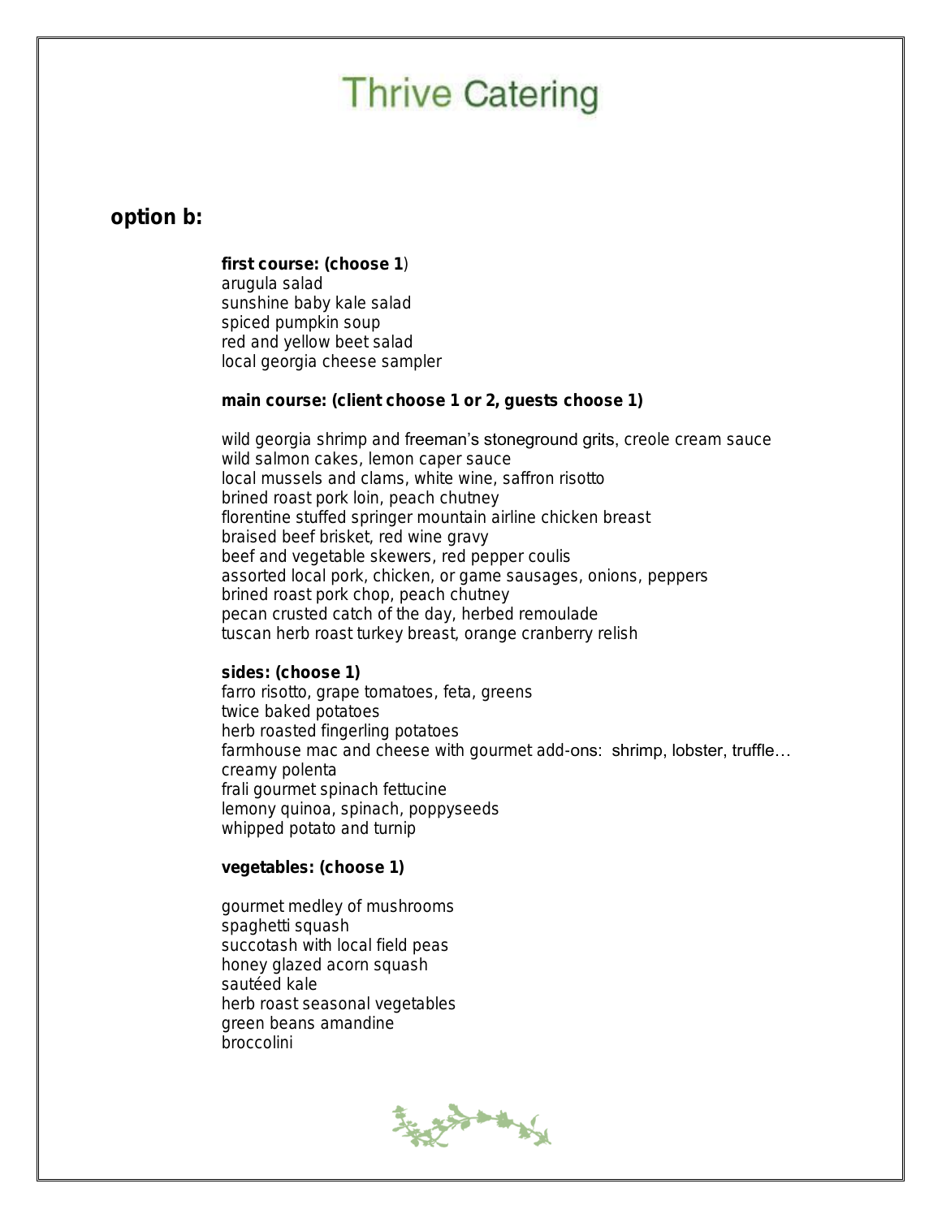# Thrive Catering

## option b:

**first course: (choose 1**)
arugula salad
sunshine baby kale salad
spiced pumpkin soup
red and yellow beet salad
local georgia cheese sampler

**main course: (client choose 1 or 2, guests choose 1)**

wild georgia shrimp and freeman's stoneground grits, creole cream sauce
wild salmon cakes, lemon caper sauce
local mussels and clams, white wine, saffron risotto
brined roast pork loin, peach chutney
florentine stuffed springer mountain airline chicken breast
braised beef brisket, red wine gravy
beef and vegetable skewers, red pepper coulis
assorted local pork, chicken, or game sausages, onions, peppers
brined roast pork chop, peach chutney
pecan crusted catch of the day, herbed remoulade
tuscan herb roast turkey breast, orange cranberry relish

**sides: (choose 1)**
farro risotto, grape tomatoes, feta, greens
twice baked potatoes
herb roasted fingerling potatoes
farmhouse mac and cheese with gourmet add-ons: shrimp, lobster, truffle…
creamy polenta
frali gourmet spinach fettucine
lemony quinoa, spinach, poppyseeds
whipped potato and turnip

**vegetables: (choose 1)**

gourmet medley of mushrooms
spaghetti squash
succotash with local field peas
honey glazed acorn squash
sautéed kale
herb roast seasonal vegetables
green beans amandine
broccolini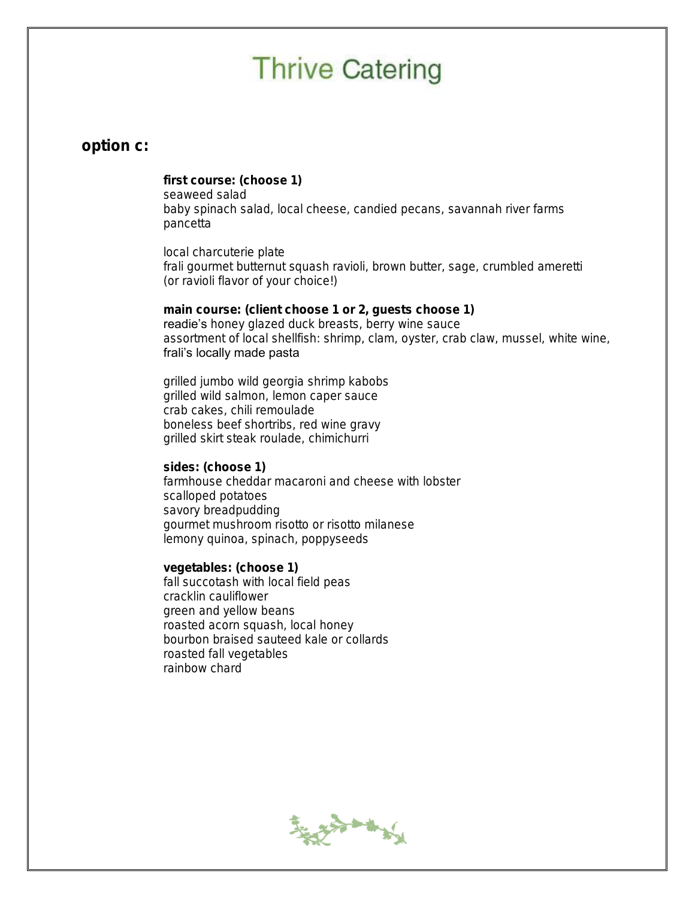# Thrive Catering

## option c:

**first course: (choose 1)**
seaweed salad
baby spinach salad, local cheese, candied pecans, savannah river farms pancetta

local charcuterie plate
frali gourmet butternut squash ravioli, brown butter, sage, crumbled ameretti (or ravioli flavor of your choice!)

**main course: (client choose 1 or 2, guests choose 1)**
readie's honey glazed duck breasts, berry wine sauce
assortment of local shellfish: shrimp, clam, oyster, crab claw, mussel, white wine, frali's locally made pasta

grilled jumbo wild georgia shrimp kabobs
grilled wild salmon, lemon caper sauce
crab cakes, chili remoulade
boneless beef shortribs, red wine gravy
grilled skirt steak roulade, chimichurri

**sides: (choose 1)**
farmhouse cheddar macaroni and cheese with lobster
scalloped potatoes
savory breadpudding
gourmet mushroom risotto or risotto milanese
lemony quinoa, spinach, poppyseeds

**vegetables: (choose 1)**
fall succotash with local field peas
cracklin cauliflower
green and yellow beans
roasted acorn squash, local honey
bourbon braised sauteed kale or collards
roasted fall vegetables
rainbow chard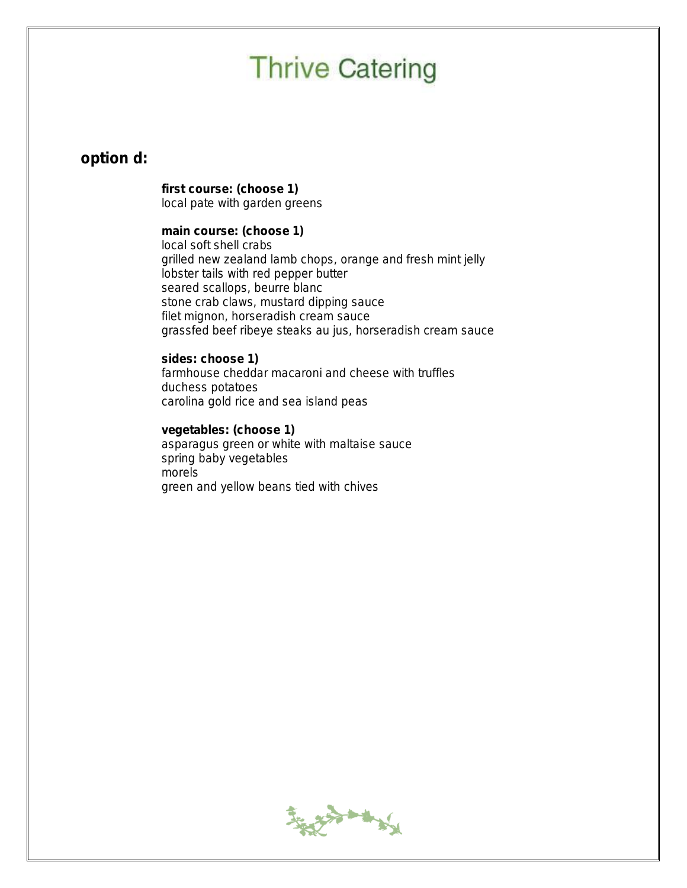# Thrive Catering

## option d:

**first course: (choose 1)**
local pate with garden greens

**main course: (choose 1)**
local soft shell crabs
grilled new zealand lamb chops, orange and fresh mint jelly
lobster tails with red pepper butter
seared scallops, beurre blanc
stone crab claws, mustard dipping sauce
filet mignon, horseradish cream sauce
grassfed beef ribeye steaks au jus, horseradish cream sauce

**sides: choose 1)**
farmhouse cheddar macaroni and cheese with truffles
duchess potatoes
carolina gold rice and sea island peas

**vegetables: (choose 1)**
asparagus green or white with maltaise sauce
spring baby vegetables
morels
green and yellow beans tied with chives